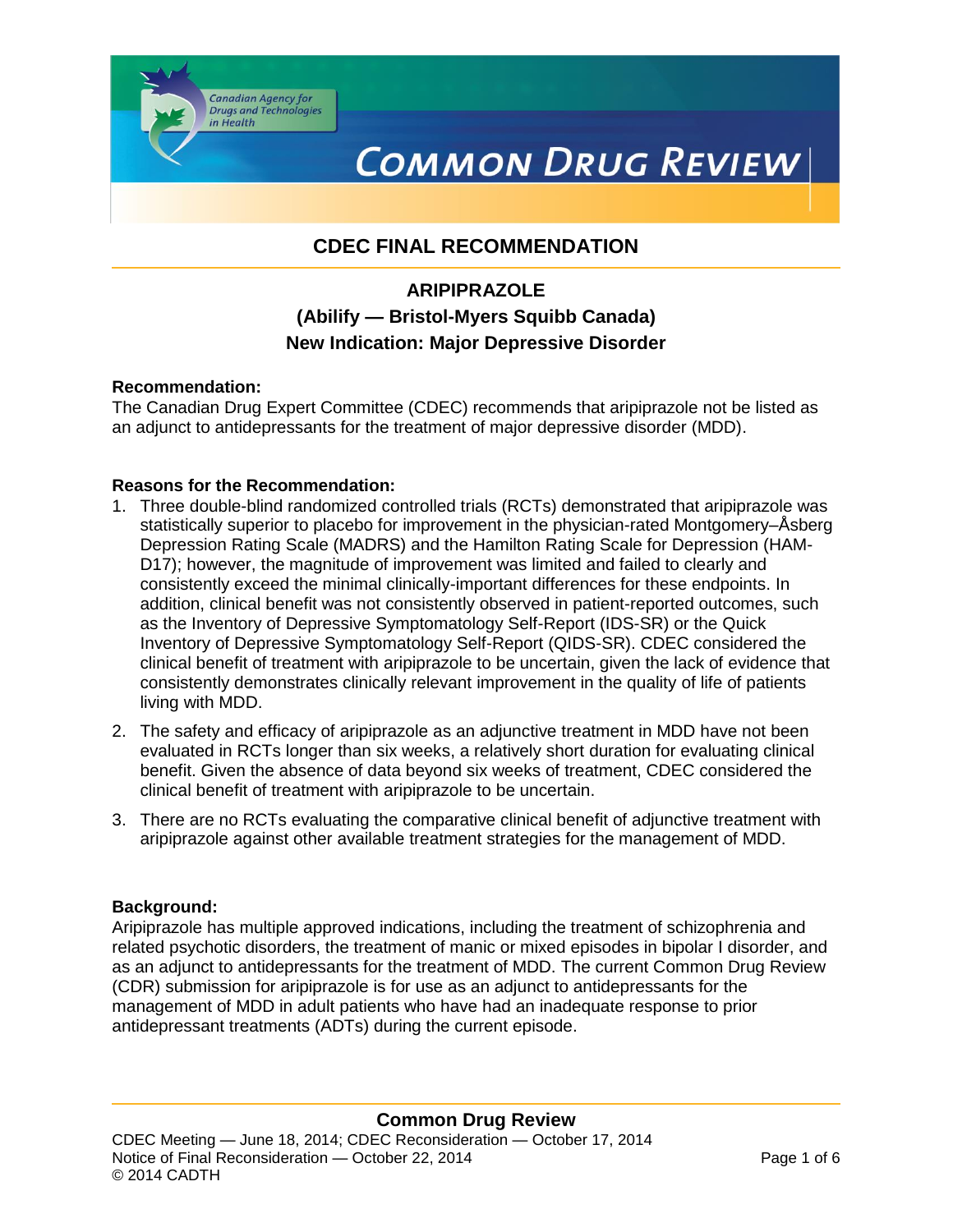Canadian Agency for Drugs and Technologies in Health

# COMMON DRUG REVIEW

## CDEC FINAL RECOMMENDATION

### ARIPIPRAZOLE
### (Abilify — Bristol-Myers Squibb Canada)
### New Indication: Major Depressive Disorder

**Recommendation:**

The Canadian Drug Expert Committee (CDEC) recommends that aripiprazole not be listed as an adjunct to antidepressants for the treatment of major depressive disorder (MDD).

**Reasons for the Recommendation:**

1. Three double-blind randomized controlled trials (RCTs) demonstrated that aripiprazole was statistically superior to placebo for improvement in the physician-rated Montgomery–Åsberg Depression Rating Scale (MADRS) and the Hamilton Rating Scale for Depression (HAM-D17); however, the magnitude of improvement was limited and failed to clearly and consistently exceed the minimal clinically-important differences for these endpoints. In addition, clinical benefit was not consistently observed in patient-reported outcomes, such as the Inventory of Depressive Symptomatology Self-Report (IDS-SR) or the Quick Inventory of Depressive Symptomatology Self-Report (QIDS-SR). CDEC considered the clinical benefit of treatment with aripiprazole to be uncertain, given the lack of evidence that consistently demonstrates clinically relevant improvement in the quality of life of patients living with MDD.
2. The safety and efficacy of aripiprazole as an adjunctive treatment in MDD have not been evaluated in RCTs longer than six weeks, a relatively short duration for evaluating clinical benefit. Given the absence of data beyond six weeks of treatment, CDEC considered the clinical benefit of treatment with aripiprazole to be uncertain.
3. There are no RCTs evaluating the comparative clinical benefit of adjunctive treatment with aripiprazole against other available treatment strategies for the management of MDD.

**Background:**

Aripiprazole has multiple approved indications, including the treatment of schizophrenia and related psychotic disorders, the treatment of manic or mixed episodes in bipolar I disorder, and as an adjunct to antidepressants for the treatment of MDD. The current Common Drug Review (CDR) submission for aripiprazole is for use as an adjunct to antidepressants for the management of MDD in adult patients who have had an inadequate response to prior antidepressant treatments (ADTs) during the current episode.

**Common Drug Review**

CDEC Meeting — June 18, 2014; CDEC Reconsideration — October 17, 2014
Notice of Final Reconsideration — October 22, 2014
© 2014 CADTH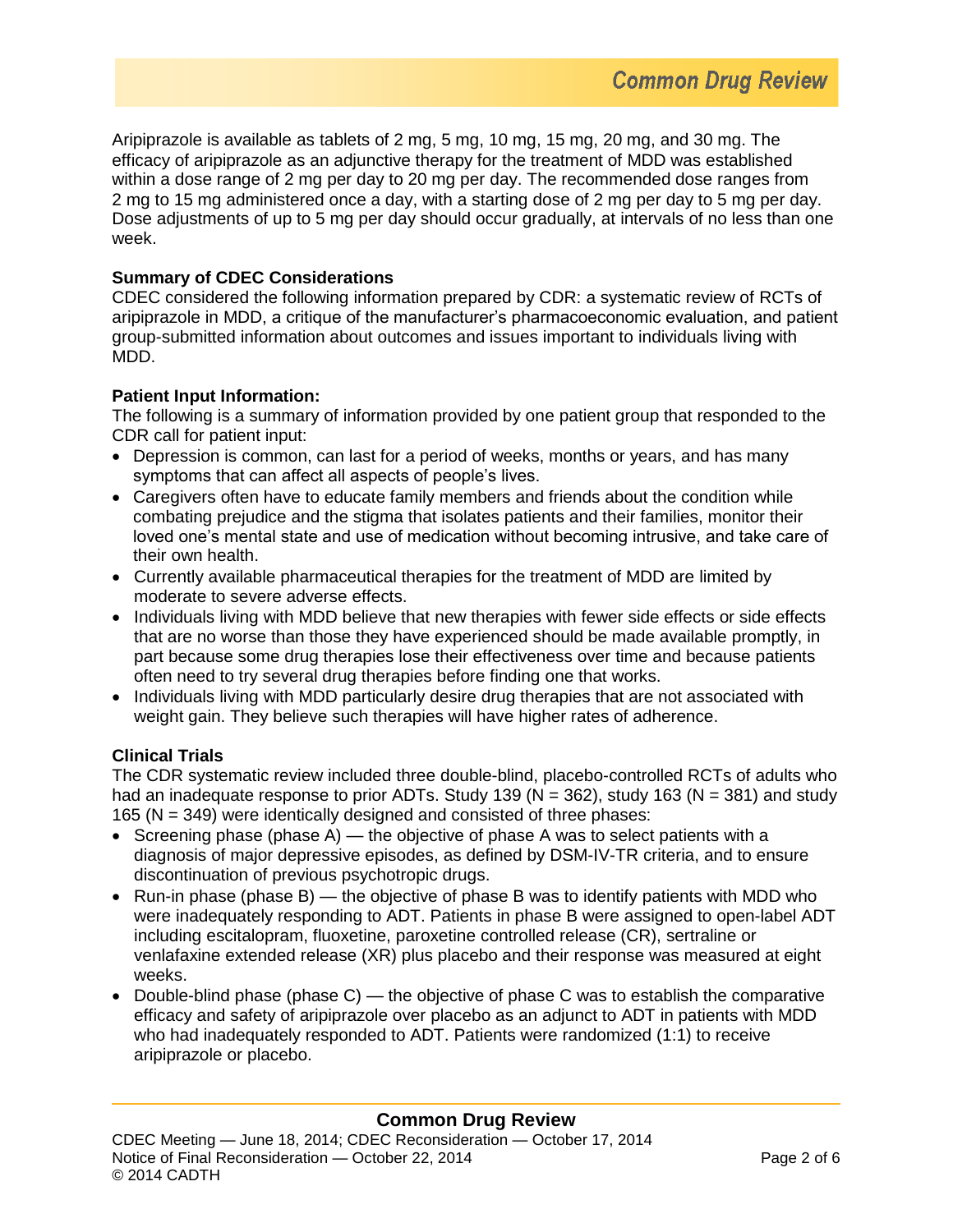Aripiprazole is available as tablets of 2 mg, 5 mg, 10 mg, 15 mg, 20 mg, and 30 mg. The efficacy of aripiprazole as an adjunctive therapy for the treatment of MDD was established within a dose range of 2 mg per day to 20 mg per day. The recommended dose ranges from 2 mg to 15 mg administered once a day, with a starting dose of 2 mg per day to 5 mg per day. Dose adjustments of up to 5 mg per day should occur gradually, at intervals of no less than one week.

**Summary of CDEC Considerations**

CDEC considered the following information prepared by CDR: a systematic review of RCTs of aripiprazole in MDD, a critique of the manufacturer's pharmacoeconomic evaluation, and patient group-submitted information about outcomes and issues important to individuals living with MDD.

**Patient Input Information:**

The following is a summary of information provided by one patient group that responded to the CDR call for patient input:

- Depression is common, can last for a period of weeks, months or years, and has many symptoms that can affect all aspects of people's lives.
- Caregivers often have to educate family members and friends about the condition while combating prejudice and the stigma that isolates patients and their families, monitor their loved one's mental state and use of medication without becoming intrusive, and take care of their own health.
- Currently available pharmaceutical therapies for the treatment of MDD are limited by moderate to severe adverse effects.
- Individuals living with MDD believe that new therapies with fewer side effects or side effects that are no worse than those they have experienced should be made available promptly, in part because some drug therapies lose their effectiveness over time and because patients often need to try several drug therapies before finding one that works.
- Individuals living with MDD particularly desire drug therapies that are not associated with weight gain. They believe such therapies will have higher rates of adherence.

**Clinical Trials**

The CDR systematic review included three double-blind, placebo-controlled RCTs of adults who had an inadequate response to prior ADTs. Study 139 (N = 362), study 163 (N = 381) and study 165 (N = 349) were identically designed and consisted of three phases:

- Screening phase (phase A) — the objective of phase A was to select patients with a diagnosis of major depressive episodes, as defined by DSM-IV-TR criteria, and to ensure discontinuation of previous psychotropic drugs.
- Run-in phase (phase B) — the objective of phase B was to identify patients with MDD who were inadequately responding to ADT. Patients in phase B were assigned to open-label ADT including escitalopram, fluoxetine, paroxetine controlled release (CR), sertraline or venlafaxine extended release (XR) plus placebo and their response was measured at eight weeks.
- Double-blind phase (phase C) — the objective of phase C was to establish the comparative efficacy and safety of aripiprazole over placebo as an adjunct to ADT in patients with MDD who had inadequately responded to ADT. Patients were randomized (1:1) to receive aripiprazole or placebo.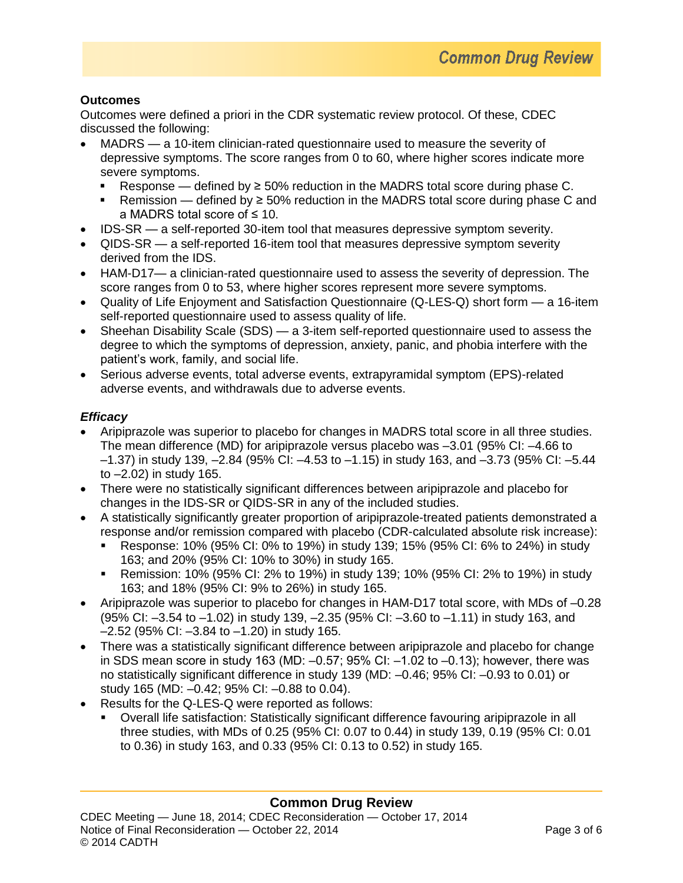**Outcomes**

Outcomes were defined a priori in the CDR systematic review protocol. Of these, CDEC discussed the following:

- MADRS — a 10-item clinician-rated questionnaire used to measure the severity of depressive symptoms. The score ranges from 0 to 60, where higher scores indicate more severe symptoms.
  - Response — defined by ≥ 50% reduction in the MADRS total score during phase C.
  - Remission — defined by ≥ 50% reduction in the MADRS total score during phase C and a MADRS total score of ≤ 10.
- IDS-SR — a self-reported 30-item tool that measures depressive symptom severity.
- QIDS-SR — a self-reported 16-item tool that measures depressive symptom severity derived from the IDS.
- HAM-D17— a clinician-rated questionnaire used to assess the severity of depression. The score ranges from 0 to 53, where higher scores represent more severe symptoms.
- Quality of Life Enjoyment and Satisfaction Questionnaire (Q-LES-Q) short form — a 16-item self-reported questionnaire used to assess quality of life.
- Sheehan Disability Scale (SDS) — a 3-item self-reported questionnaire used to assess the degree to which the symptoms of depression, anxiety, panic, and phobia interfere with the patient's work, family, and social life.
- Serious adverse events, total adverse events, extrapyramidal symptom (EPS)-related adverse events, and withdrawals due to adverse events.

***Efficacy***

- Aripiprazole was superior to placebo for changes in MADRS total score in all three studies. The mean difference (MD) for aripiprazole versus placebo was –3.01 (95% CI: –4.66 to –1.37) in study 139, –2.84 (95% CI: –4.53 to –1.15) in study 163, and –3.73 (95% CI: –5.44 to –2.02) in study 165.
- There were no statistically significant differences between aripiprazole and placebo for changes in the IDS-SR or QIDS-SR in any of the included studies.
- A statistically significantly greater proportion of aripiprazole-treated patients demonstrated a response and/or remission compared with placebo (CDR-calculated absolute risk increase):
  - Response: 10% (95% CI: 0% to 19%) in study 139; 15% (95% CI: 6% to 24%) in study 163; and 20% (95% CI: 10% to 30%) in study 165.
  - Remission: 10% (95% CI: 2% to 19%) in study 139; 10% (95% CI: 2% to 19%) in study 163; and 18% (95% CI: 9% to 26%) in study 165.
- Aripiprazole was superior to placebo for changes in HAM-D17 total score, with MDs of –0.28 (95% CI: –3.54 to –1.02) in study 139, –2.35 (95% CI: –3.60 to –1.11) in study 163, and –2.52 (95% CI: –3.84 to –1.20) in study 165.
- There was a statistically significant difference between aripiprazole and placebo for change in SDS mean score in study 163 (MD: –0.57; 95% CI: –1.02 to –0.13); however, there was no statistically significant difference in study 139 (MD: –0.46; 95% CI: –0.93 to 0.01) or study 165 (MD: –0.42; 95% CI: –0.88 to 0.04).
- Results for the Q-LES-Q were reported as follows:
  - Overall life satisfaction: Statistically significant difference favouring aripiprazole in all three studies, with MDs of 0.25 (95% CI: 0.07 to 0.44) in study 139, 0.19 (95% CI: 0.01 to 0.36) in study 163, and 0.33 (95% CI: 0.13 to 0.52) in study 165.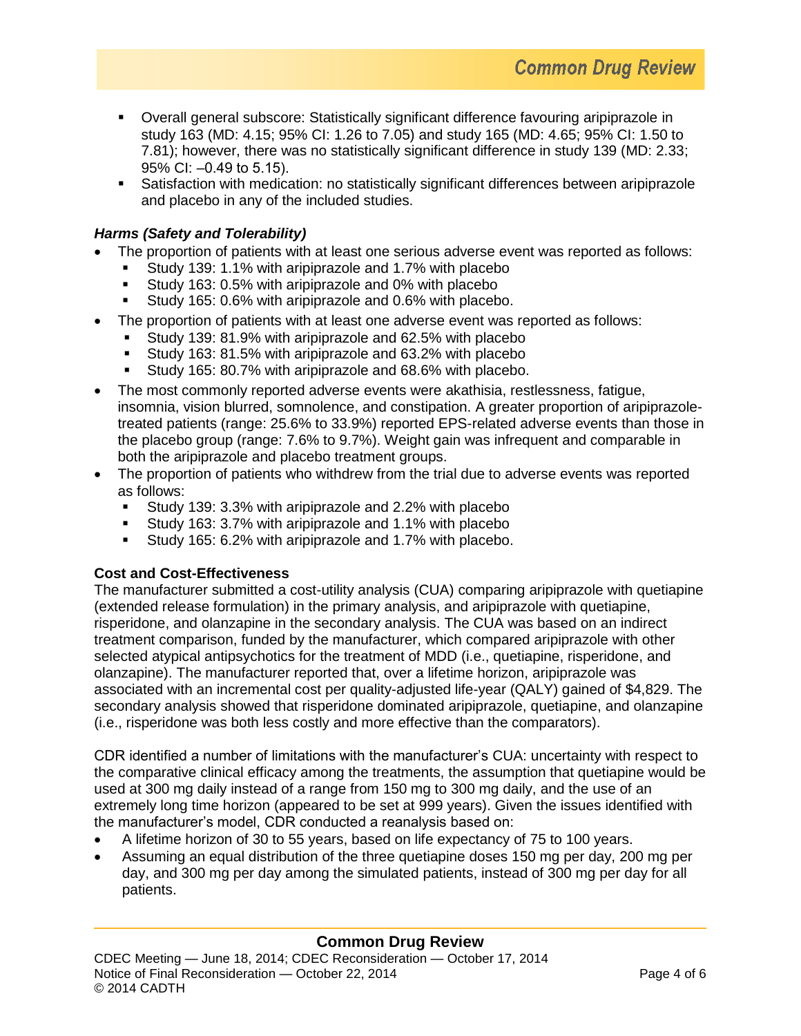- Overall general subscore: Statistically significant difference favouring aripiprazole in study 163 (MD: 4.15; 95% CI: 1.26 to 7.05) and study 165 (MD: 4.65; 95% CI: 1.50 to 7.81); however, there was no statistically significant difference in study 139 (MD: 2.33; 95% CI: –0.49 to 5.15).
  - Satisfaction with medication: no statistically significant differences between aripiprazole and placebo in any of the included studies.

### *Harms (Safety and Tolerability)*

- The proportion of patients with at least one serious adverse event was reported as follows:
  - Study 139: 1.1% with aripiprazole and 1.7% with placebo
  - Study 163: 0.5% with aripiprazole and 0% with placebo
  - Study 165: 0.6% with aripiprazole and 0.6% with placebo.
- The proportion of patients with at least one adverse event was reported as follows:
  - Study 139: 81.9% with aripiprazole and 62.5% with placebo
  - Study 163: 81.5% with aripiprazole and 63.2% with placebo
  - Study 165: 80.7% with aripiprazole and 68.6% with placebo.
- The most commonly reported adverse events were akathisia, restlessness, fatigue, insomnia, vision blurred, somnolence, and constipation. A greater proportion of aripiprazole-treated patients (range: 25.6% to 33.9%) reported EPS-related adverse events than those in the placebo group (range: 7.6% to 9.7%). Weight gain was infrequent and comparable in both the aripiprazole and placebo treatment groups.
- The proportion of patients who withdrew from the trial due to adverse events was reported as follows:
  - Study 139: 3.3% with aripiprazole and 2.2% with placebo
  - Study 163: 3.7% with aripiprazole and 1.1% with placebo
  - Study 165: 6.2% with aripiprazole and 1.7% with placebo.

### Cost and Cost-Effectiveness

The manufacturer submitted a cost-utility analysis (CUA) comparing aripiprazole with quetiapine (extended release formulation) in the primary analysis, and aripiprazole with quetiapine, risperidone, and olanzapine in the secondary analysis. The CUA was based on an indirect treatment comparison, funded by the manufacturer, which compared aripiprazole with other selected atypical antipsychotics for the treatment of MDD (i.e., quetiapine, risperidone, and olanzapine). The manufacturer reported that, over a lifetime horizon, aripiprazole was associated with an incremental cost per quality-adjusted life-year (QALY) gained of $4,829. The secondary analysis showed that risperidone dominated aripiprazole, quetiapine, and olanzapine (i.e., risperidone was both less costly and more effective than the comparators).

CDR identified a number of limitations with the manufacturer's CUA: uncertainty with respect to the comparative clinical efficacy among the treatments, the assumption that quetiapine would be used at 300 mg daily instead of a range from 150 mg to 300 mg daily, and the use of an extremely long time horizon (appeared to be set at 999 years). Given the issues identified with the manufacturer's model, CDR conducted a reanalysis based on:

- A lifetime horizon of 30 to 55 years, based on life expectancy of 75 to 100 years.
- Assuming an equal distribution of the three quetiapine doses 150 mg per day, 200 mg per day, and 300 mg per day among the simulated patients, instead of 300 mg per day for all patients.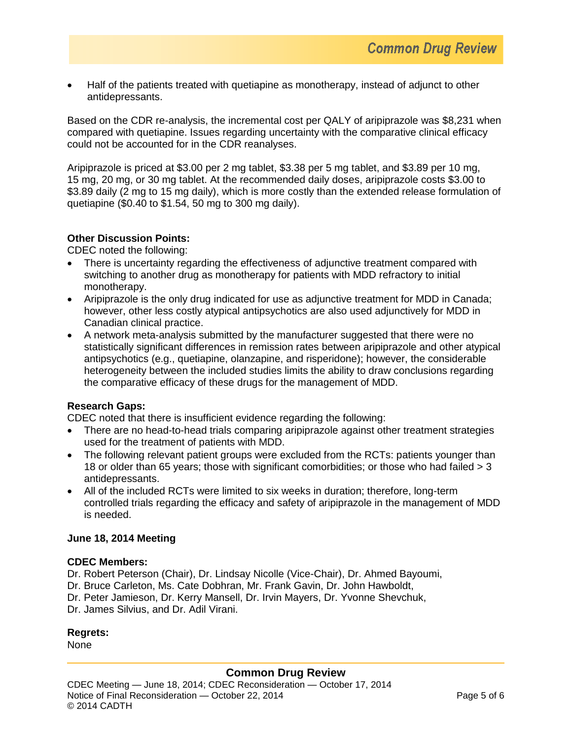- Half of the patients treated with quetiapine as monotherapy, instead of adjunct to other antidepressants.

Based on the CDR re-analysis, the incremental cost per QALY of aripiprazole was $8,231 when compared with quetiapine. Issues regarding uncertainty with the comparative clinical efficacy could not be accounted for in the CDR reanalyses.

Aripiprazole is priced at $3.00 per 2 mg tablet, $3.38 per 5 mg tablet, and $3.89 per 10 mg, 15 mg, 20 mg, or 30 mg tablet. At the recommended daily doses, aripiprazole costs $3.00 to $3.89 daily (2 mg to 15 mg daily), which is more costly than the extended release formulation of quetiapine ($0.40 to $1.54, 50 mg to 300 mg daily).

**Other Discussion Points:**

CDEC noted the following:

- There is uncertainty regarding the effectiveness of adjunctive treatment compared with switching to another drug as monotherapy for patients with MDD refractory to initial monotherapy.
- Aripiprazole is the only drug indicated for use as adjunctive treatment for MDD in Canada; however, other less costly atypical antipsychotics are also used adjunctively for MDD in Canadian clinical practice.
- A network meta-analysis submitted by the manufacturer suggested that there were no statistically significant differences in remission rates between aripiprazole and other atypical antipsychotics (e.g., quetiapine, olanzapine, and risperidone); however, the considerable heterogeneity between the included studies limits the ability to draw conclusions regarding the comparative efficacy of these drugs for the management of MDD.

**Research Gaps:**

CDEC noted that there is insufficient evidence regarding the following:

- There are no head-to-head trials comparing aripiprazole against other treatment strategies used for the treatment of patients with MDD.
- The following relevant patient groups were excluded from the RCTs: patients younger than 18 or older than 65 years; those with significant comorbidities; or those who had failed > 3 antidepressants.
- All of the included RCTs were limited to six weeks in duration; therefore, long-term controlled trials regarding the efficacy and safety of aripiprazole in the management of MDD is needed.

**June 18, 2014 Meeting**

**CDEC Members:**

Dr. Robert Peterson (Chair), Dr. Lindsay Nicolle (Vice-Chair), Dr. Ahmed Bayoumi, Dr. Bruce Carleton, Ms. Cate Dobhran, Mr. Frank Gavin, Dr. John Hawboldt, Dr. Peter Jamieson, Dr. Kerry Mansell, Dr. Irvin Mayers, Dr. Yvonne Shevchuk, Dr. James Silvius, and Dr. Adil Virani.

**Regrets:**

None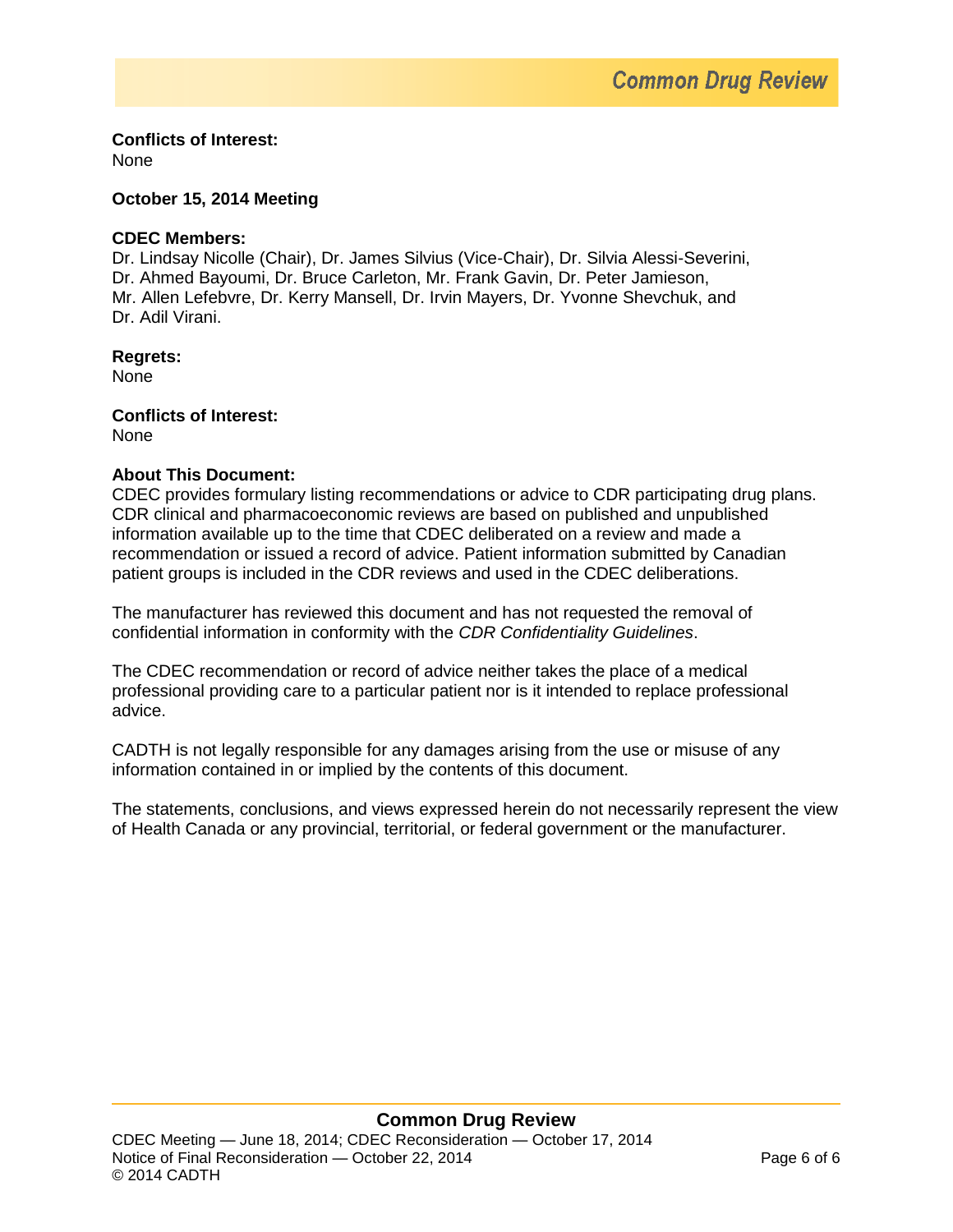**Conflicts of Interest:**
None

**October 15, 2014 Meeting**

**CDEC Members:**
Dr. Lindsay Nicolle (Chair), Dr. James Silvius (Vice-Chair), Dr. Silvia Alessi-Severini, Dr. Ahmed Bayoumi, Dr. Bruce Carleton, Mr. Frank Gavin, Dr. Peter Jamieson, Mr. Allen Lefebvre, Dr. Kerry Mansell, Dr. Irvin Mayers, Dr. Yvonne Shevchuk, and Dr. Adil Virani.

**Regrets:**
None

**Conflicts of Interest:**
None

**About This Document:**
CDEC provides formulary listing recommendations or advice to CDR participating drug plans. CDR clinical and pharmacoeconomic reviews are based on published and unpublished information available up to the time that CDEC deliberated on a review and made a recommendation or issued a record of advice. Patient information submitted by Canadian patient groups is included in the CDR reviews and used in the CDEC deliberations.

The manufacturer has reviewed this document and has not requested the removal of confidential information in conformity with the *CDR Confidentiality Guidelines*.

The CDEC recommendation or record of advice neither takes the place of a medical professional providing care to a particular patient nor is it intended to replace professional advice.

CADTH is not legally responsible for any damages arising from the use or misuse of any information contained in or implied by the contents of this document.

The statements, conclusions, and views expressed herein do not necessarily represent the view of Health Canada or any provincial, territorial, or federal government or the manufacturer.